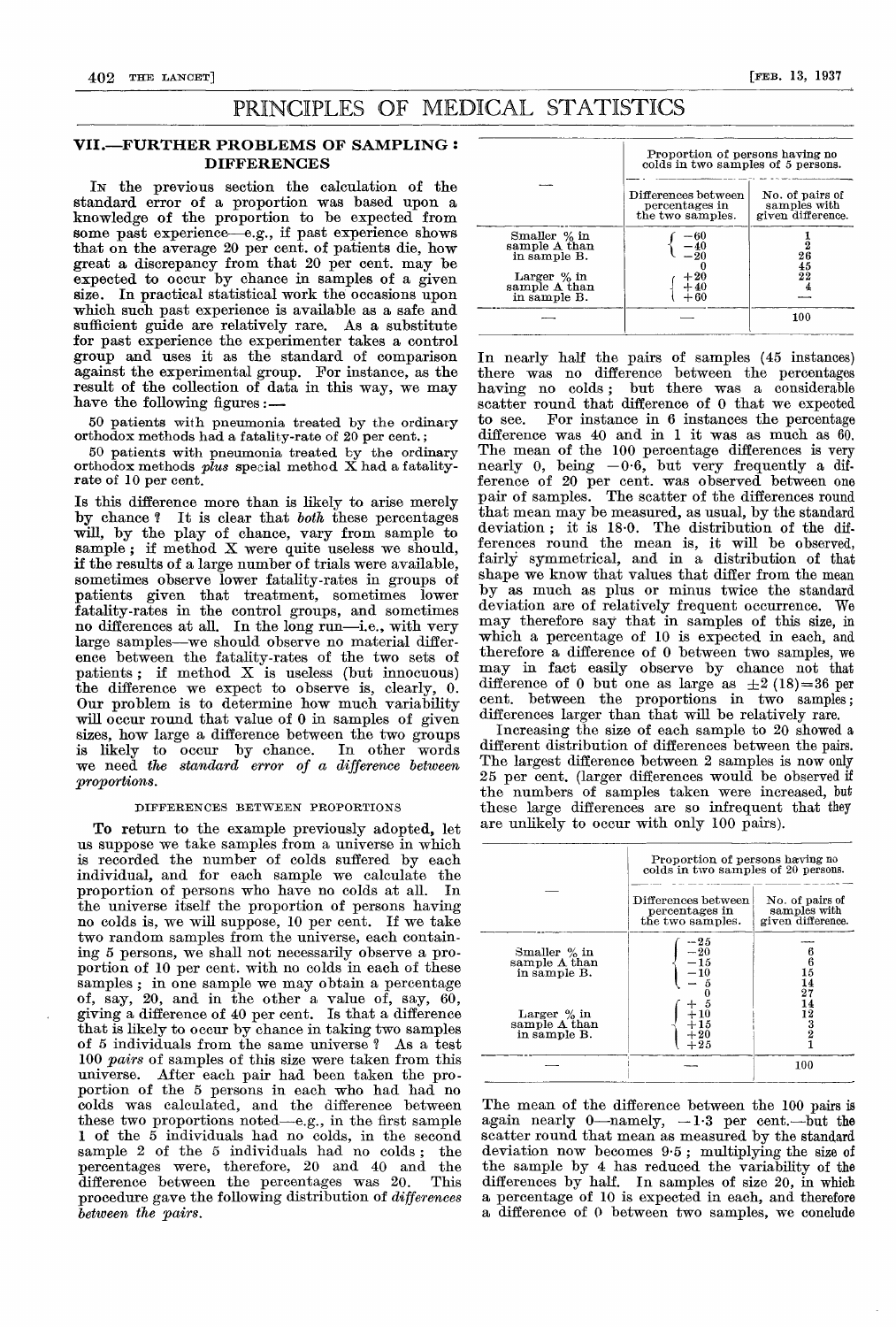# PRINCIPLES OF MEDICAL STATISTICS

## VII.—FURTHER PROBLEMS OF SAMPLING: DIFFERENCES

In the previous section the calculation of the standard error of a proportion was based upon a knowledge of the proportion to be expected from some past experience—e.g., if past experience shows that on the average 20 per cent. of patients die, how great a discrepancy from that 20 per cent. may be expected to occur by chance in samples of a given size. In practical statistical work the occasions upon which such past experience is available as a safe and sufficient guide are relatively rare. As a substitute for past experience the experimenter takes a control group and uses it as the standard of comparison against the experimental group. For instance, as the result of the collection of data in this way, we may have the following figures:—

50 patients with pneumonia treated by the ordinary orthodox methods had a fatality-rate of 20 per cent.;

50 patients with pneumonia treated by the ordinary orthodox methods *plus* special method X had a fatality-rate of 10 per cent.

Is this difference more than is likely to arise merely by chance? It is clear that *both* these percentages will, by the play of chance, vary from sample to sample; if method X were quite useless we should, if the results of a large number of trials were available, sometimes observe lower fatality-rates in groups of patients given that treatment, sometimes lower fatality-rates in the control groups, and sometimes no differences at all. In the long run—i.e., with very large samples—we should observe no material difference between the fatality-rates of the two sets of patients; if method X is useless (but innocuous) the difference we expect to observe is, clearly, 0. Our problem is to determine how much variability will occur round that value of 0 in samples of given sizes, how large a difference between the two groups is likely to occur by chance. In other words we need *the standard error of a difference between proportions*.

### DIFFERENCES BETWEEN PROPORTIONS

To return to the example previously adopted, let us suppose we take samples from a universe in which is recorded the number of colds suffered by each individual, and for each sample we calculate the proportion of persons who have no colds at all. In the universe itself the proportion of persons having no colds is, we will suppose, 10 per cent. If we take two random samples from the universe, each containing 5 persons, we shall not necessarily observe a proportion of 10 per cent. with no colds in each of these samples; in one sample we may obtain a percentage of, say, 20, and in the other a value of, say, 60, giving a difference of 40 per cent. Is that a difference that is likely to occur by chance in taking two samples of 5 individuals from the same universe? As a test 100 *pairs* of samples of this size were taken from this universe. After each pair had been taken the proportion of the 5 persons in each who had had no colds was calculated, and the difference between these two proportions noted—e.g., in the first sample 1 of the 5 individuals had no colds, in the second sample 2 of the 5 individuals had no colds; the percentages were, therefore, 20 and 40 and the difference between the percentages was 20. This procedure gave the following distribution of *differences between the pairs*.

| — | Proportion of persons having no colds in two samples of 5 persons. | |
|---|---|---|
| | Differences between percentages in the two samples. | No. of pairs of samples with given difference. |
| Smaller % in sample A than in sample B. | −60 | 1 |
| | −40 | 2 |
| | −20 | 26 |
| | 0 | 45 |
| Larger % in sample A than in sample B. | +20 | 22 |
| | +40 | 4 |
| | +60 | — |
| — | — | 100 |

In nearly half the pairs of samples (45 instances) there was no difference between the percentages having no colds; but there was a considerable scatter round that difference of 0 that we expected to see. For instance in 6 instances the percentage difference was 40 and in 1 it was as much as 60. The mean of the 100 percentage differences is very nearly 0, being −0·6, but very frequently a difference of 20 per cent. was observed between one pair of samples. The scatter of the differences round that mean may be measured, as usual, by the standard deviation; it is 18·0. The distribution of the differences round the mean is, it will be observed, fairly symmetrical, and in a distribution of that shape we know that values that differ from the mean by as much as plus or minus twice the standard deviation are of relatively frequent occurrence. We may therefore say that in samples of this size, in which a percentage of 10 is expected in each, and therefore a difference of 0 between two samples, we may in fact easily observe by chance not that difference of 0 but one as large as $\pm 2\ (18) = 36$ per cent. between the proportions in two samples; differences larger than that will be relatively rare.

Increasing the size of each sample to 20 showed a different distribution of differences between the pairs. The largest difference between 2 samples is now only 25 per cent. (larger differences would be observed if the numbers of samples taken were increased, but these large differences are so infrequent that they are unlikely to occur with only 100 pairs).

| — | Proportion of persons having no colds in two samples of 20 persons. | |
|---|---|---|
| | Differences between percentages in the two samples. | No. of pairs of samples with given difference. |
| Smaller % in sample A than in sample B. | −25 | — |
| | −20 | 6 |
| | −15 | 6 |
| | −10 | 15 |
| | − 5 | 14 |
| | 0 | 27 |
| Larger % in sample A than in sample B. | + 5 | 14 |
| | +10 | 12 |
| | +15 | 3 |
| | +20 | 2 |
| | +25 | 1 |
| — | — | 100 |

The mean of the difference between the 100 pairs is again nearly 0—namely, −1·3 per cent.—but the scatter round that mean as measured by the standard deviation now becomes 9·5; multiplying the size of the sample by 4 has reduced the variability of the differences by half. In samples of size 20, in which a percentage of 10 is expected in each, and therefore a difference of 0 between two samples, we conclude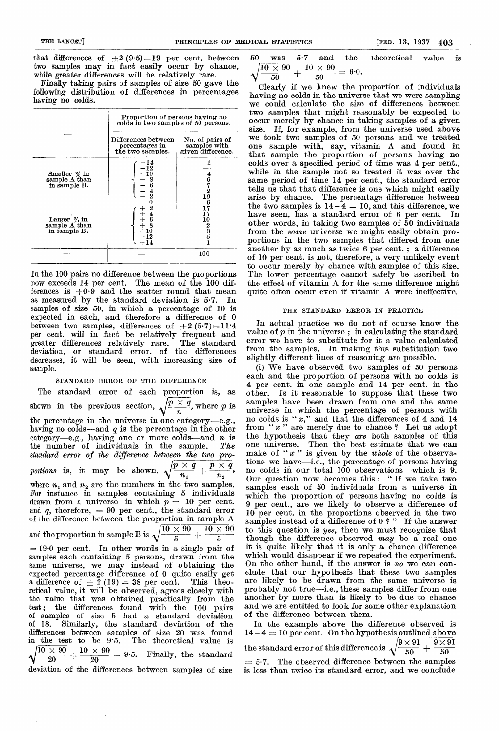that differences of $\pm 2\,(9{\cdot}5) = 19$ per cent. between two samples may in fact easily occur by chance, while greater differences will be relatively rare.

Finally taking pairs of samples of size 50 gave the following distribution of differences in percentages having no colds.

| — | Proportion of persons having no colds in two samples of 50 persons. | |
|---|---|---|
| | Differences between percentages in the two samples. | No. of pairs of samples with given difference. |
| Smaller % in sample A than in sample B. | −14 | 1 |
| | −12 | — |
| | −10 | 4 |
| | − 8 | 6 |
| | − 6 | 7 |
| | − 4 | 2 |
| | − 2 | 19 |
| | 0 | 6 |
| Larger % in sample A than in sample B. | + 2 | 17 |
| | + 4 | 17 |
| | + 6 | 10 |
| | + 8 | 2 |
| | +10 | 3 |
| | +12 | 5 |
| | +14 | 1 |
| — | — | 100 |

In the 100 pairs no difference between the proportions now exceeds 14 per cent. The mean of the 100 differences is $+0{\cdot}9$ and the scatter round that mean as measured by the standard deviation is 5·7. In samples of size 50, in which a percentage of 10 is expected in each, and therefore a difference of 0 between two samples, differences of $\pm 2\,(5{\cdot}7) = 11{\cdot}4$ per cent. will in fact be relatively frequent and greater differences relatively rare. The standard deviation, or standard error, of the differences decreases, it will be seen, with increasing size of sample.

### STANDARD ERROR OF THE DIFFERENCE

The standard error of each proportion is, as shown in the previous section, $\sqrt{\frac{p \times q}{n}}$, where $p$ is the percentage in the universe in one category—e.g., having no colds—and $q$ is the percentage in the other category—e.g., having one or more colds—and $n$ is the number of individuals in the sample. *The standard error of the difference between the two proportions* is, it may be shown, $\sqrt{\frac{p \times q}{n_1} + \frac{p \times q}{n_2}}$, where $n_1$ and $n_2$ are the numbers in the two samples. For instance in samples containing 5 individuals drawn from a universe in which $p = 10$ per cent. and $q$, therefore, $= 90$ per cent., the standard error of the difference between the proportion in sample A and the proportion in sample B is $\sqrt{\frac{10 \times 90}{5} + \frac{10 \times 90}{5}}$ $= 19{\cdot}0$ per cent. In other words in a single pair of samples each containing 5 persons, drawn from the same universe, we may instead of obtaining the expected percentage difference of 0 quite easily get a difference of $\pm 2\,(19) = 38$ per cent. This theoretical value, it will be observed, agrees closely with the value that was obtained practically from the test; the differences found with the 100 pairs of samples of size 5 had a standard deviation of 18. Similarly, the standard deviation of the differences between samples of size 20 was found in the test to be 9·5. The theoretical value is $\sqrt{\frac{10 \times 90}{20} + \frac{10 \times 90}{20}} = 9{\cdot}5$. Finally, the standard deviation of the differences between samples of size 50 was 5·7 and the theoretical value is $\sqrt{\frac{10 \times 90}{50} + \frac{10 \times 90}{50}} = 6{\cdot}0$.

Clearly if we knew the proportion of individuals having no colds in the universe that we were sampling we could calculate the size of differences between two samples that might reasonably be expected to occur merely by chance in taking samples of a given size. If, for example, from the universe used above we took two samples of 50 persons and we treated one sample with, say, vitamin A and found in that sample the proportion of persons having no colds over a specified period of time was 4 per cent., while in the sample not so treated it was over the same period of time 14 per cent., the standard error tells us that that difference is one which might easily arise by chance. The percentage difference between the two samples is $14 - 4 = 10$, and this difference, we have seen, has a standard error of 6 per cent. In other words, in taking two samples of 50 individuals from the *same* universe we might easily obtain proportions in the two samples that differed from one another by as much as twice 6 per cent.; a difference of 10 per cent. is not, therefore, a very unlikely event to occur merely by chance with samples of this size. The lower percentage cannot safely be ascribed to the effect of vitamin A for the same difference might quite often occur even if vitamin A were ineffective.

### THE STANDARD ERROR IN PRACTICE

In actual practice we do not of course know the value of $p$ in the universe; in calculating the standard error we have to substitute for it a value calculated from the samples. In making this substitution two slightly different lines of reasoning are possible.

(i) We have observed two samples of 50 persons each and the proportion of persons with no colds is 4 per cent. in one sample and 14 per cent. in the other. Is it reasonable to suppose that these two samples have been drawn from one and the same universe in which the percentage of persons with no colds is "$x$," and that the differences of 4 and 14 from "$x$" are merely due to chance? Let us adopt the hypothesis that they *are* both samples of this one universe. Then the best estimate that we can make of "$x$" is given by the *whole* of the observations we have—i.e., the percentage of persons having no colds in our total 100 observations—which is 9. Our question now becomes this: "If we take two samples each of 50 individuals from a universe in which the proportion of persons having no colds is 9 per cent., are we likely to observe a difference of 10 per cent. in the proportions observed in the two samples instead of a difference of 0?" If the answer to this question is *yes*, then we must recognise that though the difference observed *may* be a real one it is quite likely that it is only a chance difference which would disappear if we repeated the experiment. On the other hand, if the answer is *no* we can conclude that our hypothesis that these two samples are likely to be drawn from the same universe is probably not true—i.e., these samples differ from one another by more than is likely to be due to chance and we are entitled to look for some other explanation of the difference between them.

In the example above the difference observed is $14 - 4 = 10$ per cent. On the hypothesis outlined above the standard error of this difference is $\sqrt{\frac{9 \times 91}{50} + \frac{9 \times 91}{50}}$ $= 5{\cdot}7$. The observed difference between the samples is less than twice its standard error, and we conclude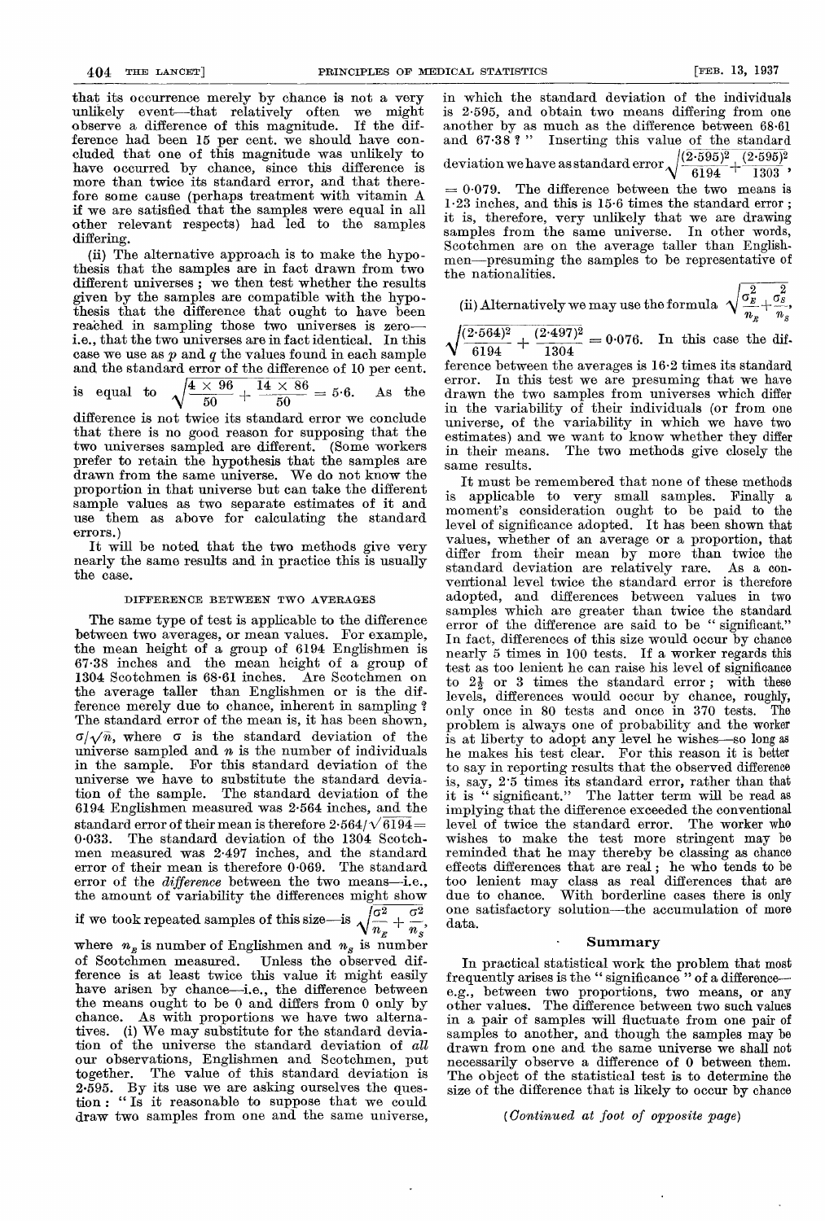that its occurrence merely by chance is not a very unlikely event—that relatively often we might observe a difference of this magnitude. If the difference had been 15 per cent. we should have concluded that one of this magnitude was unlikely to have occurred by chance, since this difference is more than twice its standard error, and that therefore some cause (perhaps treatment with vitamin A if we are satisfied that the samples were equal in all other relevant respects) had led to the samples differing.

(ii) The alternative approach is to make the hypothesis that the samples are in fact drawn from two different universes; we then test whether the results given by the samples are compatible with the hypothesis that the difference that ought to have been reached in sampling those two universes is zero—i.e., that the two universes are in fact identical. In this case we use as $p$ and $q$ the values found in each sample and the standard error of the difference of 10 per cent. is equal to $\sqrt{\frac{4 \times 96}{50} + \frac{14 \times 86}{50}} = 5{\cdot}6$. As the difference is not twice its standard error we conclude that there is no good reason for supposing that the two universes sampled are different. (Some workers prefer to retain the hypothesis that the samples are drawn from the same universe. We do not know the proportion in that universe but can take the different sample values as two separate estimates of it and use them as above for calculating the standard errors.)

It will be noted that the two methods give very nearly the same results and in practice this is usually the case.

### DIFFERENCE BETWEEN TWO AVERAGES

The same type of test is applicable to the difference between two averages, or mean values. For example, the mean height of a group of 6194 Englishmen is 67·38 inches and the mean height of a group of 1304 Scotchmen is 68·61 inches. Are Scotchmen on the average taller than Englishmen or is the difference merely due to chance, inherent in sampling? The standard error of the mean is, it has been shown, $\sigma/\sqrt{n}$, where $\sigma$ is the standard deviation of the universe sampled and $n$ is the number of individuals in the sample. For this standard deviation of the universe we have to substitute the standard deviation of the sample. The standard deviation of the 6194 Englishmen measured was 2·564 inches, and the standard error of their mean is therefore $2{\cdot}564/\sqrt{6194} = 0{\cdot}033$. The standard deviation of the 1304 Scotchmen measured was 2·497 inches, and the standard error of their mean is therefore 0·069. The standard error of the *difference* between the two means—i.e., the amount of variability the differences might show if we took repeated samples of this size—is $\sqrt{\frac{\sigma^2}{n_E} + \frac{\sigma^2}{n_S}}$, where $n_E$ is number of Englishmen and $n_S$ is number of Scotchmen measured. Unless the observed difference is at least twice this value it might easily have arisen by chance—i.e., the difference between the means ought to be 0 and differs from 0 only by chance. As with proportions we have two alternatives. (i) We may substitute for the standard deviation of the universe the standard deviation of *all* our observations, Englishmen and Scotchmen, put together. The value of this standard deviation is 2·595. By its use we are asking ourselves the question: "Is it reasonable to suppose that we could draw two samples from one and the same universe, in which the standard deviation of the individuals is 2·595, and obtain two means differing from one another by as much as the difference between 68·61 and 67·38?" Inserting this value of the standard deviation we have as standard error $\sqrt{\frac{(2{\cdot}595)^2}{6194} + \frac{(2{\cdot}595)^2}{1303}}$, $= 0{\cdot}079$. The difference between the two means is 1·23 inches, and this is 15·6 times the standard error; it is, therefore, very unlikely that we are drawing samples from the same universe. In other words, Scotchmen are on the average taller than Englishmen—presuming the samples to be representative of the nationalities.

(ii) Alternatively we may use the formula $\sqrt{\frac{\sigma_E^2}{n_E} + \frac{\sigma_S^2}{n_S}}$, $\sqrt{\frac{(2{\cdot}564)^2}{6194} + \frac{(2{\cdot}497)^2}{1304}} = 0{\cdot}076$. In this case the difference between the averages is 16·2 times its standard error. In this test we are presuming that we have drawn the two samples from universes which differ in the variability of their individuals (or from one universe, of the variability in which we have two estimates) and we want to know whether they differ in their means. The two methods give closely the same results.

It must be remembered that none of these methods is applicable to very small samples. Finally a moment's consideration ought to be paid to the level of significance adopted. It has been shown that values, whether of an average or a proportion, that differ from their mean by more than twice the standard deviation are relatively rare. As a conventional level twice the standard error is therefore adopted, and differences between values in two samples which are greater than twice the standard error of the difference are said to be "significant." In fact, differences of this size would occur by chance nearly 5 times in 100 tests. If a worker regards this test as too lenient he can raise his level of significance to 2½ or 3 times the standard error; with these levels, differences would occur by chance, roughly, only once in 80 tests and once in 370 tests. The problem is always one of probability and the worker is at liberty to adopt any level he wishes—so long as he makes his test clear. For this reason it is better to say in reporting results that the observed difference is, say, 2·5 times its standard error, rather than that it is "significant." The latter term will be read as implying that the difference exceeded the conventional level of twice the standard error. The worker who wishes to make the test more stringent may be reminded that he may thereby be classing as chance effects differences that are real; he who tends to be too lenient may class as real differences that are due to chance. With borderline cases there is only one satisfactory solution—the accumulation of more data.

## Summary

In practical statistical work the problem that most frequently arises is the "significance" of a difference—e.g., between two proportions, two means, or any other values. The difference between two such values in a pair of samples will fluctuate from one pair of samples to another, and though the samples may be drawn from one and the same universe we shall not necessarily observe a difference of 0 between them. The object of the statistical test is to determine the size of the difference that is likely to occur by chance

*(Continued at foot of opposite page)*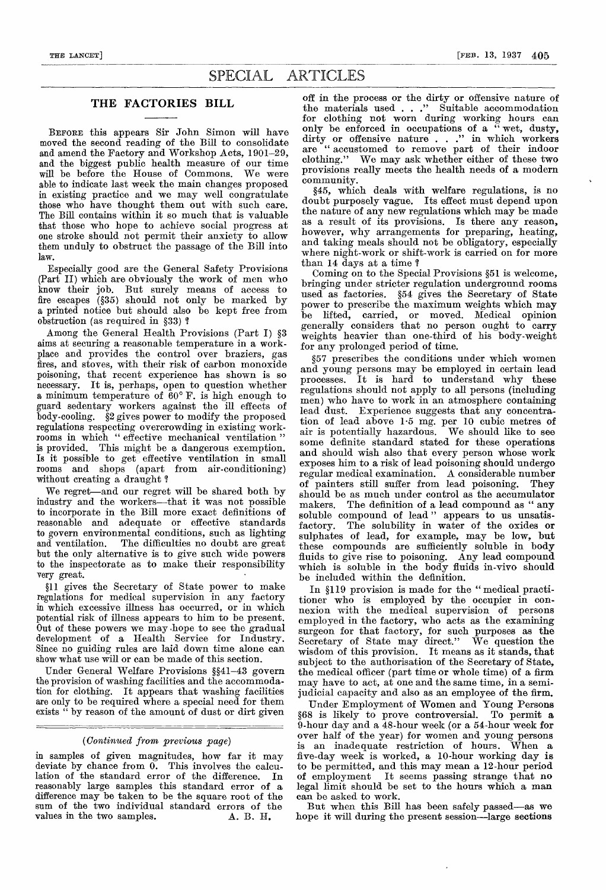# SPECIAL ARTICLES

## THE FACTORIES BILL

Before this appears Sir John Simon will have moved the second reading of the Bill to consolidate and amend the Factory and Workshop Acts, 1901–29, and the biggest public health measure of our time will be before the House of Commons. We were able to indicate last week the main changes proposed in existing practice and we may well congratulate those who have thought them out with such care. The Bill contains within it so much that is valuable that those who hope to achieve social progress at one stroke should not permit their anxiety to allow them unduly to obstruct the passage of the Bill into law.

Especially good are the General Safety Provisions (Part II) which are obviously the work of men who know their job. But surely means of access to fire escapes (§35) should not only be marked by a printed notice but should also be kept free from obstruction (as required in §33)?

Among the General Health Provisions (Part I) §3 aims at securing a reasonable temperature in a workplace and provides the control over braziers, gas fires, and stoves, with their risk of carbon monoxide poisoning, that recent experience has shown is so necessary. It is, perhaps, open to question whether a minimum temperature of 60° F. is high enough to guard sedentary workers against the ill effects of body-cooling. §2 gives power to modify the proposed regulations respecting overcrowding in existing workrooms in which "effective mechanical ventilation" is provided. This might be a dangerous exemption. Is it possible to get effective ventilation in small rooms and shops (apart from air-conditioning) without creating a draught?

We regret—and our regret will be shared both by industry and the workers—that it was not possible to incorporate in the Bill more exact definitions of reasonable and adequate or effective standards to govern environmental conditions, such as lighting and ventilation. The difficulties no doubt are great but the only alternative is to give such wide powers to the inspectorate as to make their responsibility very great.

§11 gives the Secretary of State power to make regulations for medical supervision in any factory in which excessive illness has occurred, or in which potential risk of illness appears to him to be present. Out of these powers we may hope to see the gradual development of a Health Service for Industry. Since no guiding rules are laid down time alone can show what use will or can be made of this section.

Under General Welfare Provisions §§41–43 govern the provision of washing facilities and the accommodation for clothing. It appears that washing facilities are only to be required where a special need for them exists "by reason of the amount of dust or dirt given off in the process or the dirty or offensive nature of the materials used . . ." Suitable accommodation for clothing not worn during working hours can only be enforced in occupations of a "wet, dusty, dirty or offensive nature . . ." in which workers are "accustomed to remove part of their indoor clothing." We may ask whether either of these two provisions really meets the health needs of a modern community.

§45, which deals with welfare regulations, is no doubt purposely vague. Its effect must depend upon the nature of any new regulations which may be made as a result of its provisions. Is there any reason, however, why arrangements for preparing, heating, and taking meals should not be obligatory, especially where night-work or shift-work is carried on for more than 14 days at a time?

Coming on to the Special Provisions §51 is welcome, bringing under stricter regulation underground rooms used as factories. §54 gives the Secretary of State power to prescribe the maximum weights which may be lifted, carried, or moved. Medical opinion generally considers that no person ought to carry weights heavier than one-third of his body-weight for any prolonged period of time.

§57 prescribes the conditions under which women and young persons may be employed in certain lead processes. It is hard to understand why these regulations should not apply to all persons (including men) who have to work in an atmosphere containing lead dust. Experience suggests that any concentration of lead above 1·5 mg. per 10 cubic metres of air is potentially hazardous. We should like to see some definite standard stated for these operations and should wish also that every person whose work exposes him to a risk of lead poisoning should undergo regular medical examination. A considerable number of painters still suffer from lead poisoning. They should be as much under control as the accumulator makers. The definition of a lead compound as "any soluble compound of lead" appears to us unsatisfactory. The solubility in water of the oxides or sulphates of lead, for example, may be low, but these compounds are sufficiently soluble in body fluids to give rise to poisoning. Any lead compound which is soluble in the body fluids in-vivo should be included within the definition.

In §119 provision is made for the "medical practitioner who is employed by the occupier in connexion with the medical supervision of persons employed in the factory, who acts as the examining surgeon for that factory, for such purposes as the Secretary of State may direct." We question the wisdom of this provision. It means as it stands, that subject to the authorisation of the Secretary of State, the medical officer (part time or whole time) of a firm may have to act, at one and the same time, in a semi-judicial capacity and also as an employee of the firm.

Under Employment of Women and Young Persons §68 is likely to prove controversial. To permit a 9-hour day and a 48-hour week (or a 54-hour week for over half of the year) for women and young persons is an inadequate restriction of hours. When a five-day week is worked, a 10-hour working day is to be permitted, and this may mean a 12-hour period of employment It seems passing strange that no legal limit should be set to the hours which a man can be asked to work.

But when this Bill has been safely passed—as we hope it will during the present session—large sections

---

*(Continued from previous page)*

in samples of given magnitudes, how far it may deviate by chance from 0. This involves the calculation of the standard error of the difference. In reasonably large samples this standard error of a difference may be taken to be the square root of the sum of the two individual standard errors of the values in the two samples. A. B. H.